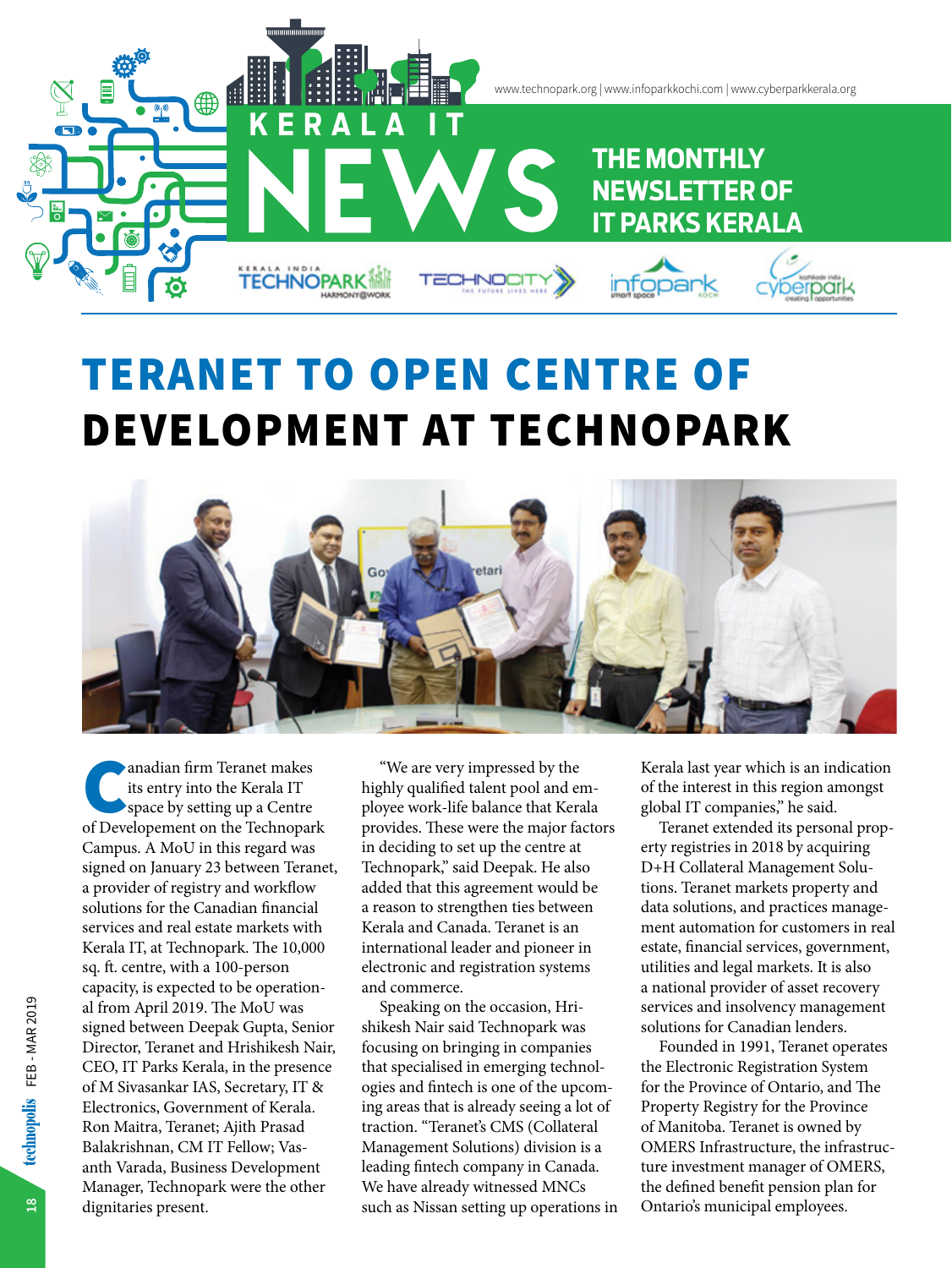# TERANET TO OPEN CENTRE OF DEVELOPMENT AT TECHNOPARK

Canadian firm Teranet makes its entry into the Kerala IT space by setting up a Centre of Developement on the Technopark Campus. A MoU in this regard was signed on January 23 between Teranet, a provider of registry and workflow solutions for the Canadian financial services and real estate markets with Kerala IT, at Technopark. The 10,000 sq. ft. centre, with a 100-person capacity, is expected to be operational from April 2019. The MoU was signed between Deepak Gupta, Senior Director, Teranet and Hrishikesh Nair, CEO, IT Parks Kerala, in the presence of M Sivasankar IAS, Secretary, IT & Electronics, Government of Kerala. Ron Maitra, Teranet; Ajith Prasad Balakrishnan, CM IT Fellow; Vasanth Varada, Business Development Manager, Technopark were the other dignitaries present.

"We are very impressed by the highly qualified talent pool and employee work-life balance that Kerala provides. These were the major factors in deciding to set up the centre at Technopark," said Deepak. He also added that this agreement would be a reason to strengthen ties between Kerala and Canada. Teranet is an international leader and pioneer in electronic and registration systems and commerce.

Speaking on the occasion, Hrishikesh Nair said Technopark was focusing on bringing in companies that specialised in emerging technologies and fintech is one of the upcoming areas that is already seeing a lot of traction. "Teranet's CMS (Collateral Management Solutions) division is a leading fintech company in Canada. We have already witnessed MNCs such as Nissan setting up operations in Kerala last year which is an indication of the interest in this region amongst global IT companies," he said.

Teranet extended its personal property registries in 2018 by acquiring D+H Collateral Management Solutions. Teranet markets property and data solutions, and practices management automation for customers in real estate, financial services, government, utilities and legal markets. It is also a national provider of asset recovery services and insolvency management solutions for Canadian lenders.

Founded in 1991, Teranet operates the Electronic Registration System for the Province of Ontario, and The Property Registry for the Province of Manitoba. Teranet is owned by OMERS Infrastructure, the infrastructure investment manager of OMERS, the defined benefit pension plan for Ontario's municipal employees.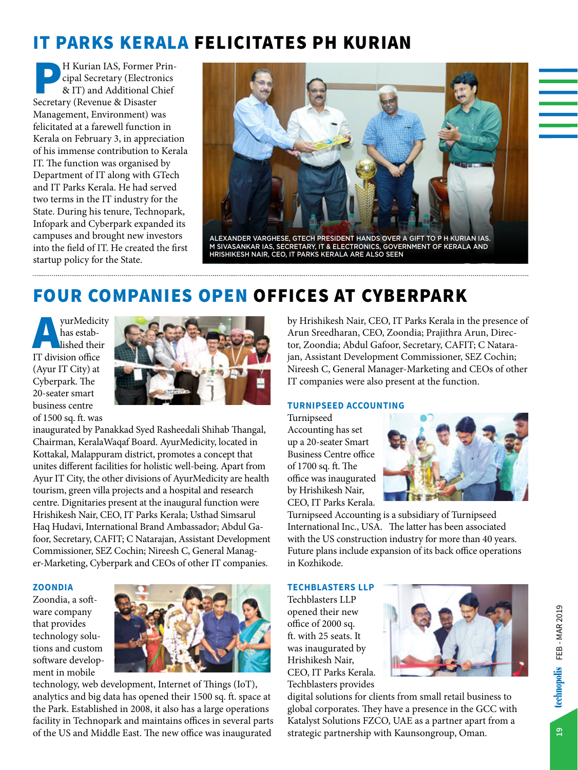# IT PARKS KERALA FELICITATES PH KURIAN

PH Kurian IAS, Former Principal Secretary (Electronics & IT) and Additional Chief Secretary (Revenue & Disaster Management, Environment) was felicitated at a farewell function in Kerala on February 3, in appreciation of his immense contribution to Kerala IT. The function was organised by Department of IT along with GTech and IT Parks Kerala. He had served two terms in the IT industry for the State. During his tenure, Technopark, Infopark and Cyberpark expanded its campuses and brought new investors into the field of IT. He created the first startup policy for the State.

ALEXANDER VARGHESE, GTECH PRESIDENT HANDS OVER A GIFT TO P H KURIAN IAS. M SIVASANKAR IAS, SECRETARY, IT & ELECTRONICS, GOVERNMENT OF KERALA AND HRISHIKESH NAIR, CEO, IT PARKS KERALA ARE ALSO SEEN

# FOUR COMPANIES OPEN OFFICES AT CYBERPARK

AyurMedicity has established their IT division office (Ayur IT City) at Cyberpark. The 20-seater smart business centre of 1500 sq. ft. was inaugurated by Panakkad Syed Rasheedali Shihab Thangal, Chairman, KeralaWaqaf Board. AyurMedicity, located in Kottakal, Malappuram district, promotes a concept that unites different facilities for holistic well-being. Apart from Ayur IT City, the other divisions of AyurMedicity are health tourism, green villa projects and a hospital and research centre. Dignitaries present at the inaugural function were Hrishikesh Nair, CEO, IT Parks Kerala; Usthad Simsarul Haq Hudavi, International Brand Ambassador; Abdul Gafoor, Secretary, CAFIT; C Natarajan, Assistant Development Commissioner, SEZ Cochin; Nireesh C, General Manager-Marketing, Cyberpark and CEOs of other IT companies.

### ZOONDIA

Zoondia, a software company that provides technology solutions and custom software development in mobile technology, web development, Internet of Things (IoT), analytics and big data has opened their 1500 sq. ft. space at the Park. Established in 2008, it also has a large operations facility in Technopark and maintains offices in several parts of the US and Middle East. The new office was inaugurated by Hrishikesh Nair, CEO, IT Parks Kerala in the presence of Arun Sreedharan, CEO, Zoondia; Prajithra Arun, Director, Zoondia; Abdul Gafoor, Secretary, CAFIT; C Natarajan, Assistant Development Commissioner, SEZ Cochin; Nireesh C, General Manager-Marketing and CEOs of other IT companies were also present at the function.

### TURNIPSEED ACCOUNTING

Turnipseed Accounting has set up a 20-seater Smart Business Centre office of 1700 sq. ft. The office was inaugurated by Hrishikesh Nair, CEO, IT Parks Kerala. Turnipseed Accounting is a subsidiary of Turnipseed International Inc., USA. The latter has been associated with the US construction industry for more than 40 years. Future plans include expansion of its back office operations in Kozhikode.

### TECHBLASTERS LLP

Techblasters LLP opened their new office of 2000 sq. ft. with 25 seats. It was inaugurated by Hrishikesh Nair, CEO, IT Parks Kerala. Techblasters provides digital solutions for clients from small retail business to global corporates. They have a presence in the GCC with Katalyst Solutions FZCO, UAE as a partner apart from a strategic partnership with Kaunsongroup, Oman.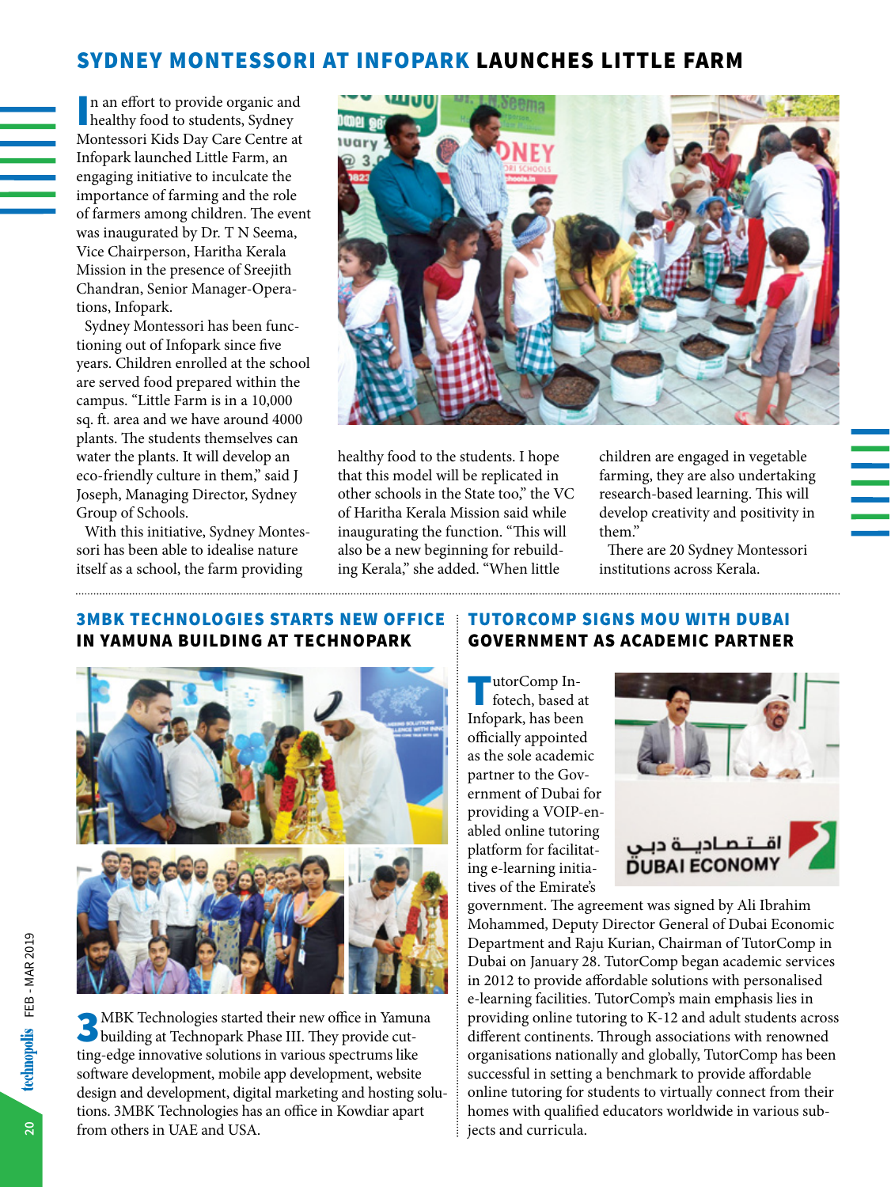## SYDNEY MONTESSORI AT INFOPARK LAUNCHES LITTLE FARM

In an effort to provide organic and healthy food to students, Sydney Montessori Kids Day Care Centre at Infopark launched Little Farm, an engaging initiative to inculcate the importance of farming and the role of farmers among children. The event was inaugurated by Dr. T N Seema, Vice Chairperson, Haritha Kerala Mission in the presence of Sreejith Chandran, Senior Manager-Operations, Infopark.

Sydney Montessori has been functioning out of Infopark since five years. Children enrolled at the school are served food prepared within the campus. "Little Farm is in a 10,000 sq. ft. area and we have around 4000 plants. The students themselves can water the plants. It will develop an eco-friendly culture in them," said J Joseph, Managing Director, Sydney Group of Schools.

With this initiative, Sydney Montessori has been able to idealise nature itself as a school, the farm providing healthy food to the students. I hope that this model will be replicated in other schools in the State too," the VC of Haritha Kerala Mission said while inaugurating the function. "This will also be a new beginning for rebuilding Kerala," she added. "When little children are engaged in vegetable farming, they are also undertaking research-based learning. This will develop creativity and positivity in them."

There are 20 Sydney Montessori institutions across Kerala.

## 3MBK TECHNOLOGIES STARTS NEW OFFICE IN YAMUNA BUILDING AT TECHNOPARK

3MBK Technologies started their new office in Yamuna building at Technopark Phase III. They provide cutting-edge innovative solutions in various spectrums like software development, mobile app development, website design and development, digital marketing and hosting solutions. 3MBK Technologies has an office in Kowdiar apart from others in UAE and USA.

## TUTORCOMP SIGNS MOU WITH DUBAI GOVERNMENT AS ACADEMIC PARTNER

TutorComp Infotech, based at Infopark, has been officially appointed as the sole academic partner to the Government of Dubai for providing a VOIP-enabled online tutoring platform for facilitating e-learning initiatives of the Emirate's government. The agreement was signed by Ali Ibrahim Mohammed, Deputy Director General of Dubai Economic Department and Raju Kurian, Chairman of TutorComp in Dubai on January 28. TutorComp began academic services in 2012 to provide affordable solutions with personalised e-learning facilities. TutorComp's main emphasis lies in providing online tutoring to K-12 and adult students across different continents. Through associations with renowned organisations nationally and globally, TutorComp has been successful in setting a benchmark to provide affordable online tutoring for students to virtually connect from their homes with qualified educators worldwide in various subjects and curricula.